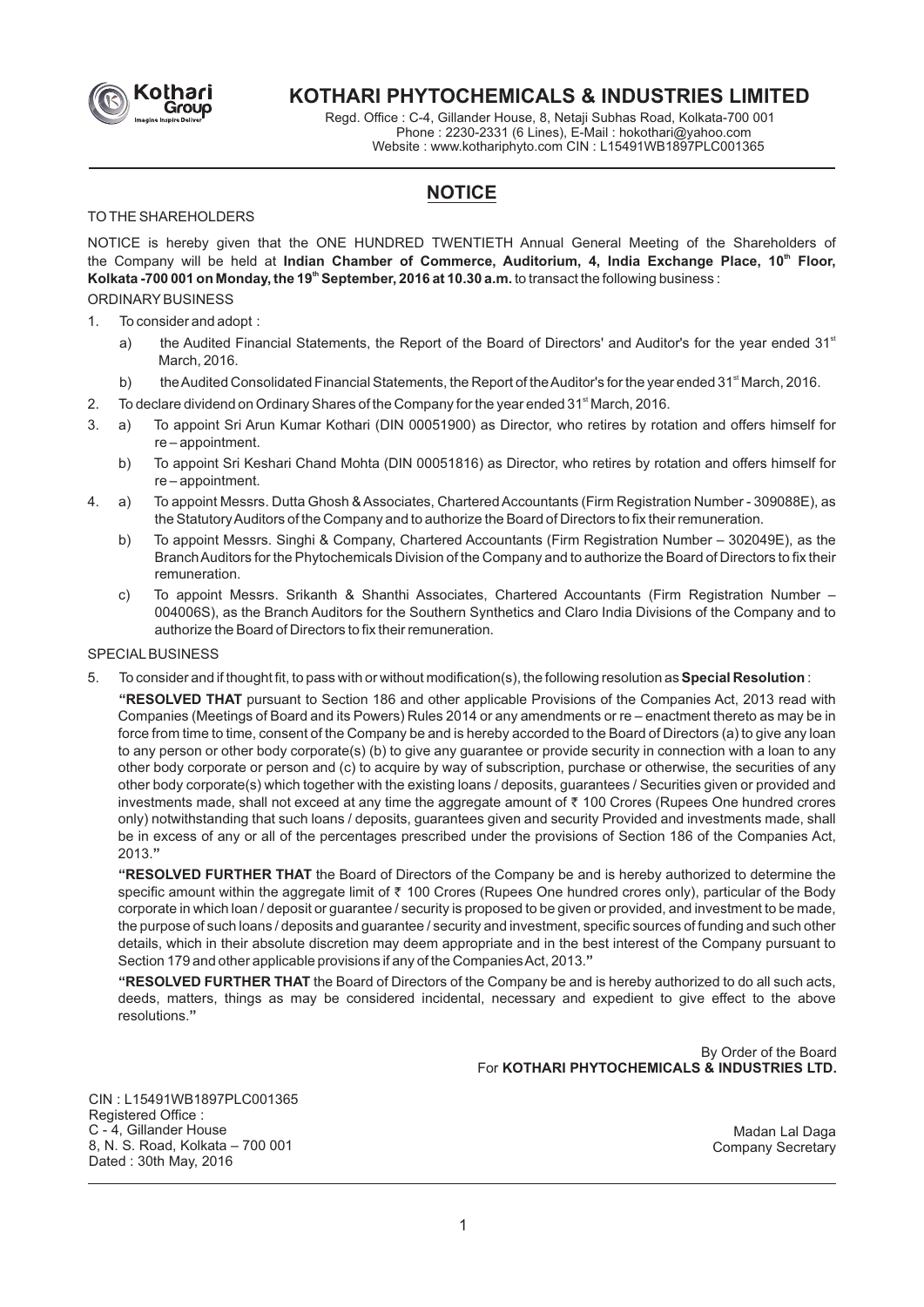# KOTHARI PHYTOCHEMICALS & INDUSTRIES LIMITED

Regd. Office : C-4, Gillander House, 8, Netaji Subhas Road, Kolkata-700 001
Phone : 2230-2331 (6 Lines), E-Mail : hokothari@yahoo.com
Website : www.kothariphyto.com CIN : L15491WB1897PLC001365

## NOTICE

TO THE SHAREHOLDERS

NOTICE is hereby given that the ONE HUNDRED TWENTIETH Annual General Meeting of the Shareholders of the Company will be held at **Indian Chamber of Commerce, Auditorium, 4, India Exchange Place, 10th Floor, Kolkata -700 001 on Monday, the 19th September, 2016 at 10.30 a.m.** to transact the following business :

ORDINARY BUSINESS

1. To consider and adopt :
   a) the Audited Financial Statements, the Report of the Board of Directors' and Auditor's for the year ended 31st March, 2016.
   b) the Audited Consolidated Financial Statements, the Report of the Auditor's for the year ended 31st March, 2016.
2. To declare dividend on Ordinary Shares of the Company for the year ended 31st March, 2016.
3. a) To appoint Sri Arun Kumar Kothari (DIN 00051900) as Director, who retires by rotation and offers himself for re – appointment.
   b) To appoint Sri Keshari Chand Mohta (DIN 00051816) as Director, who retires by rotation and offers himself for re – appointment.
4. a) To appoint Messrs. Dutta Ghosh & Associates, Chartered Accountants (Firm Registration Number - 309088E), as the Statutory Auditors of the Company and to authorize the Board of Directors to fix their remuneration.
   b) To appoint Messrs. Singhi & Company, Chartered Accountants (Firm Registration Number – 302049E), as the Branch Auditors for the Phytochemicals Division of the Company and to authorize the Board of Directors to fix their remuneration.
   c) To appoint Messrs. Srikanth & Shanthi Associates, Chartered Accountants (Firm Registration Number – 004006S), as the Branch Auditors for the Southern Synthetics and Claro India Divisions of the Company and to authorize the Board of Directors to fix their remuneration.

SPECIAL BUSINESS

5. To consider and if thought fit, to pass with or without modification(s), the following resolution as **Special Resolution** :

   **"RESOLVED THAT** pursuant to Section 186 and other applicable Provisions of the Companies Act, 2013 read with Companies (Meetings of Board and its Powers) Rules 2014 or any amendments or re – enactment thereto as may be in force from time to time, consent of the Company be and is hereby accorded to the Board of Directors (a) to give any loan to any person or other body corporate(s) (b) to give any guarantee or provide security in connection with a loan to any other body corporate or person and (c) to acquire by way of subscription, purchase or otherwise, the securities of any other body corporate(s) which together with the existing loans / deposits, guarantees / Securities given or provided and investments made, shall not exceed at any time the aggregate amount of ₹ 100 Crores (Rupees One hundred crores only) notwithstanding that such loans / deposits, guarantees given and security Provided and investments made, shall be in excess of any or all of the percentages prescribed under the provisions of Section 186 of the Companies Act, 2013.**"**

   **"RESOLVED FURTHER THAT** the Board of Directors of the Company be and is hereby authorized to determine the specific amount within the aggregate limit of ₹ 100 Crores (Rupees One hundred crores only), particular of the Body corporate in which loan / deposit or guarantee / security is proposed to be given or provided, and investment to be made, the purpose of such loans / deposits and guarantee / security and investment, specific sources of funding and such other details, which in their absolute discretion may deem appropriate and in the best interest of the Company pursuant to Section 179 and other applicable provisions if any of the Companies Act, 2013.**"**

   **"RESOLVED FURTHER THAT** the Board of Directors of the Company be and is hereby authorized to do all such acts, deeds, matters, things as may be considered incidental, necessary and expedient to give effect to the above resolutions.**"**

By Order of the Board
For **KOTHARI PHYTOCHEMICALS & INDUSTRIES LTD.**

CIN : L15491WB1897PLC001365
Registered Office :
C - 4, Gillander House
8, N. S. Road, Kolkata – 700 001
Dated : 30th May, 2016

Madan Lal Daga
Company Secretary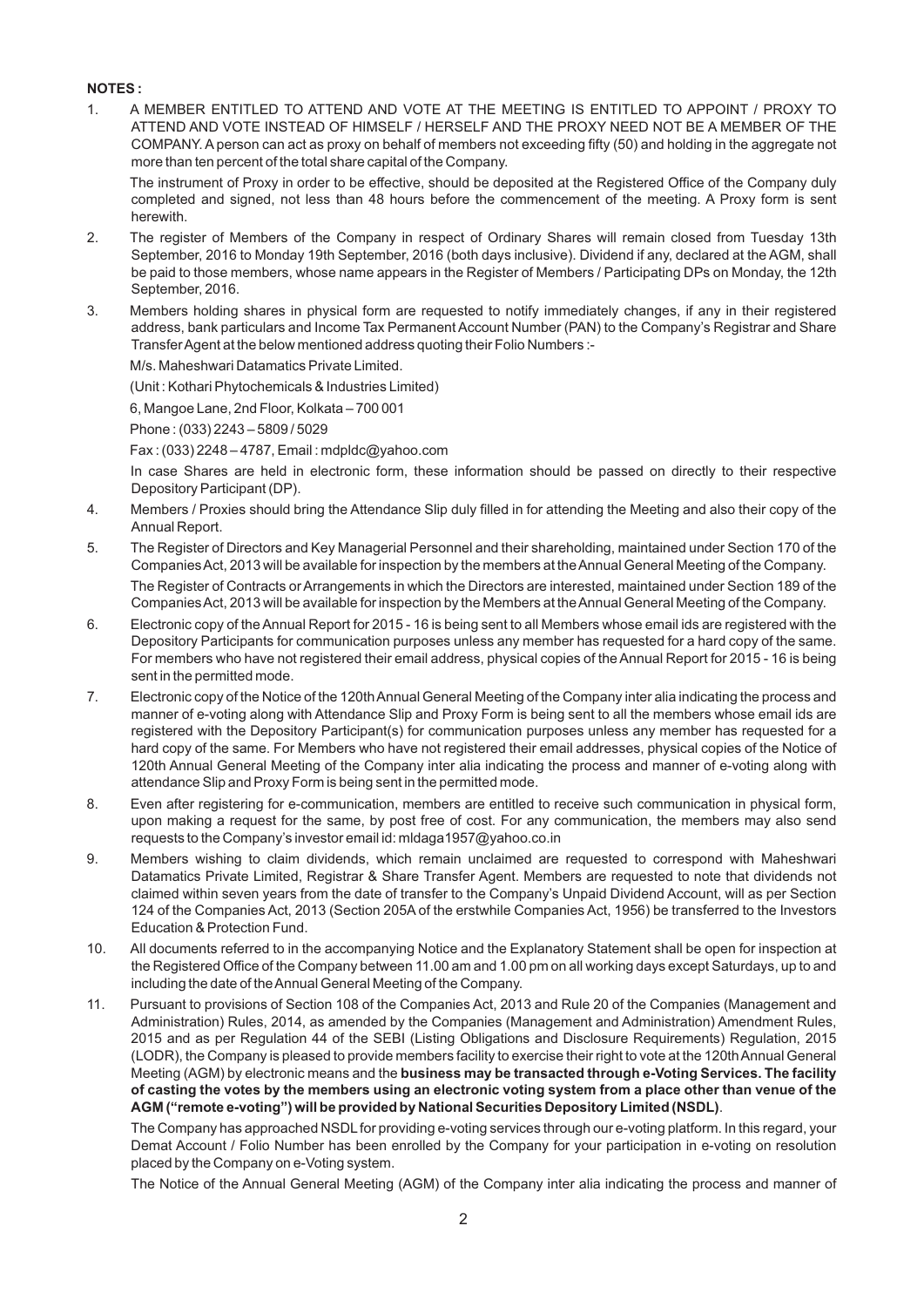**NOTES :**

1. A MEMBER ENTITLED TO ATTEND AND VOTE AT THE MEETING IS ENTITLED TO APPOINT / PROXY TO ATTEND AND VOTE INSTEAD OF HIMSELF / HERSELF AND THE PROXY NEED NOT BE A MEMBER OF THE COMPANY. A person can act as proxy on behalf of members not exceeding fifty (50) and holding in the aggregate not more than ten percent of the total share capital of the Company.

   The instrument of Proxy in order to be effective, should be deposited at the Registered Office of the Company duly completed and signed, not less than 48 hours before the commencement of the meeting. A Proxy form is sent herewith.

2. The register of Members of the Company in respect of Ordinary Shares will remain closed from Tuesday 13th September, 2016 to Monday 19th September, 2016 (both days inclusive). Dividend if any, declared at the AGM, shall be paid to those members, whose name appears in the Register of Members / Participating DPs on Monday, the 12th September, 2016.

3. Members holding shares in physical form are requested to notify immediately changes, if any in their registered address, bank particulars and Income Tax Permanent Account Number (PAN) to the Company's Registrar and Share Transfer Agent at the below mentioned address quoting their Folio Numbers :-

   M/s. Maheshwari Datamatics Private Limited.

   (Unit : Kothari Phytochemicals & Industries Limited)

   6, Mangoe Lane, 2nd Floor, Kolkata – 700 001

   Phone : (033) 2243 – 5809 / 5029

   Fax : (033) 2248 – 4787, Email : mdpldc@yahoo.com

   In case Shares are held in electronic form, these information should be passed on directly to their respective Depository Participant (DP).

4. Members / Proxies should bring the Attendance Slip duly filled in for attending the Meeting and also their copy of the Annual Report.

5. The Register of Directors and Key Managerial Personnel and their shareholding, maintained under Section 170 of the Companies Act, 2013 will be available for inspection by the members at the Annual General Meeting of the Company.

   The Register of Contracts or Arrangements in which the Directors are interested, maintained under Section 189 of the Companies Act, 2013 will be available for inspection by the Members at the Annual General Meeting of the Company.

6. Electronic copy of the Annual Report for 2015 - 16 is being sent to all Members whose email ids are registered with the Depository Participants for communication purposes unless any member has requested for a hard copy of the same. For members who have not registered their email address, physical copies of the Annual Report for 2015 - 16 is being sent in the permitted mode.

7. Electronic copy of the Notice of the 120th Annual General Meeting of the Company inter alia indicating the process and manner of e-voting along with Attendance Slip and Proxy Form is being sent to all the members whose email ids are registered with the Depository Participant(s) for communication purposes unless any member has requested for a hard copy of the same. For Members who have not registered their email addresses, physical copies of the Notice of 120th Annual General Meeting of the Company inter alia indicating the process and manner of e-voting along with attendance Slip and Proxy Form is being sent in the permitted mode.

8. Even after registering for e-communication, members are entitled to receive such communication in physical form, upon making a request for the same, by post free of cost. For any communication, the members may also send requests to the Company's investor email id: mldaga1957@yahoo.co.in

9. Members wishing to claim dividends, which remain unclaimed are requested to correspond with Maheshwari Datamatics Private Limited, Registrar & Share Transfer Agent. Members are requested to note that dividends not claimed within seven years from the date of transfer to the Company's Unpaid Dividend Account, will as per Section 124 of the Companies Act, 2013 (Section 205A of the erstwhile Companies Act, 1956) be transferred to the Investors Education & Protection Fund.

10. All documents referred to in the accompanying Notice and the Explanatory Statement shall be open for inspection at the Registered Office of the Company between 11.00 am and 1.00 pm on all working days except Saturdays, up to and including the date of the Annual General Meeting of the Company.

11. Pursuant to provisions of Section 108 of the Companies Act, 2013 and Rule 20 of the Companies (Management and Administration) Rules, 2014, as amended by the Companies (Management and Administration) Amendment Rules, 2015 and as per Regulation 44 of the SEBI (Listing Obligations and Disclosure Requirements) Regulation, 2015 (LODR), the Company is pleased to provide members facility to exercise their right to vote at the 120th Annual General Meeting (AGM) by electronic means and the **business may be transacted through e-Voting Services. The facility of casting the votes by the members using an electronic voting system from a place other than venue of the AGM ("remote e-voting") will be provided by National Securities Depository Limited (NSDL)**.

    The Company has approached NSDL for providing e-voting services through our e-voting platform. In this regard, your Demat Account / Folio Number has been enrolled by the Company for your participation in e-voting on resolution placed by the Company on e-Voting system.

    The Notice of the Annual General Meeting (AGM) of the Company inter alia indicating the process and manner of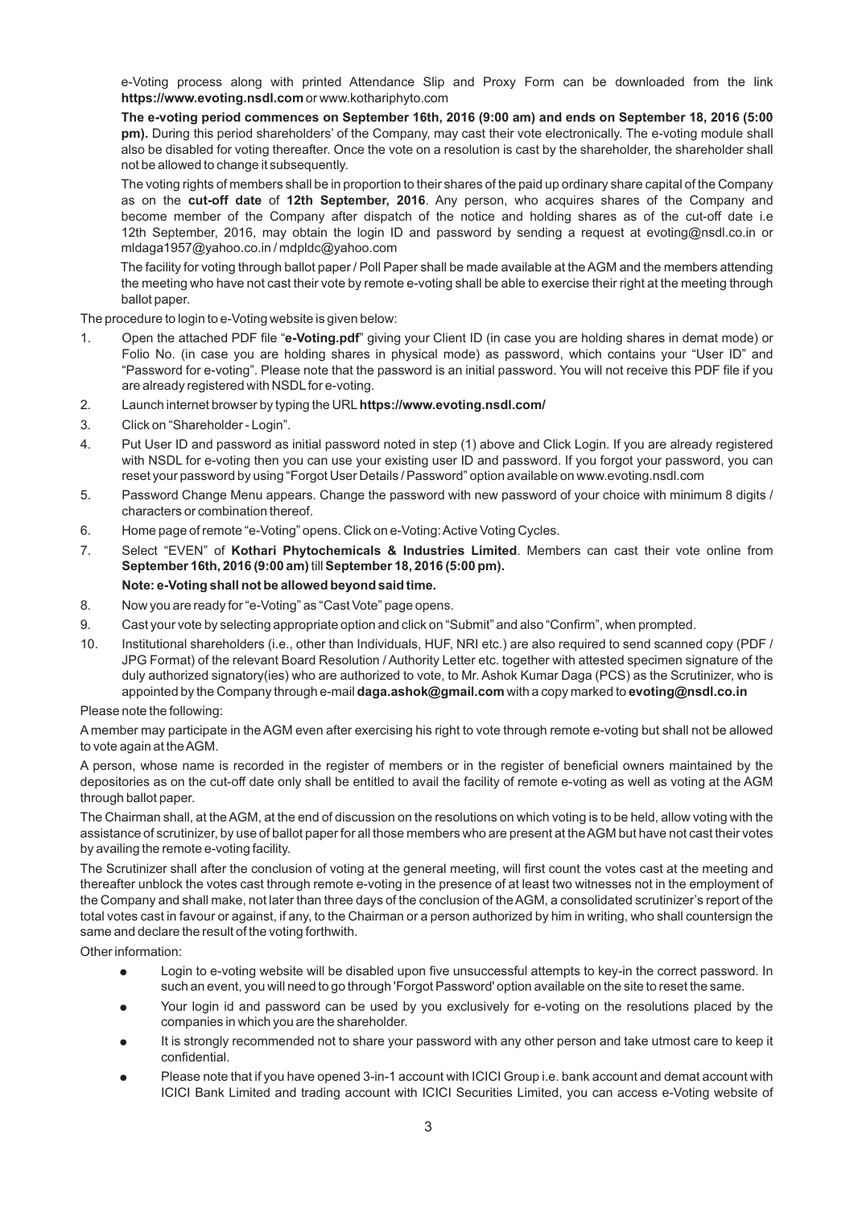e-Voting process along with printed Attendance Slip and Proxy Form can be downloaded from the link **https://www.evoting.nsdl.com** or www.kothariphyto.com

**The e-voting period commences on September 16th, 2016 (9:00 am) and ends on September 18, 2016 (5:00 pm).** During this period shareholders' of the Company, may cast their vote electronically. The e-voting module shall also be disabled for voting thereafter. Once the vote on a resolution is cast by the shareholder, the shareholder shall not be allowed to change it subsequently.

The voting rights of members shall be in proportion to their shares of the paid up ordinary share capital of the Company as on the **cut-off date** of **12th September, 2016**. Any person, who acquires shares of the Company and become member of the Company after dispatch of the notice and holding shares as of the cut-off date i.e 12th September, 2016, may obtain the login ID and password by sending a request at evoting@nsdl.co.in or mldaga1957@yahoo.co.in / mdpldc@yahoo.com

The facility for voting through ballot paper / Poll Paper shall be made available at the AGM and the members attending the meeting who have not cast their vote by remote e-voting shall be able to exercise their right at the meeting through ballot paper.

The procedure to login to e-Voting website is given below:

1. Open the attached PDF file "**e-Voting.pdf**" giving your Client ID (in case you are holding shares in demat mode) or Folio No. (in case you are holding shares in physical mode) as password, which contains your "User ID" and "Password for e-voting". Please note that the password is an initial password. You will not receive this PDF file if you are already registered with NSDL for e-voting.
2. Launch internet browser by typing the URL **https://www.evoting.nsdl.com/**
3. Click on "Shareholder - Login".
4. Put User ID and password as initial password noted in step (1) above and Click Login. If you are already registered with NSDL for e-voting then you can use your existing user ID and password. If you forgot your password, you can reset your password by using "Forgot User Details / Password" option available on www.evoting.nsdl.com
5. Password Change Menu appears. Change the password with new password of your choice with minimum 8 digits / characters or combination thereof.
6. Home page of remote "e-Voting" opens. Click on e-Voting: Active Voting Cycles.
7. Select "EVEN" of **Kothari Phytochemicals & Industries Limited**. Members can cast their vote online from **September 16th, 2016 (9:00 am)** till **September 18, 2016 (5:00 pm).**

   **Note: e-Voting shall not be allowed beyond said time.**
8. Now you are ready for "e-Voting" as "Cast Vote" page opens.
9. Cast your vote by selecting appropriate option and click on "Submit" and also "Confirm", when prompted.
10. Institutional shareholders (i.e., other than Individuals, HUF, NRI etc.) are also required to send scanned copy (PDF / JPG Format) of the relevant Board Resolution / Authority Letter etc. together with attested specimen signature of the duly authorized signatory(ies) who are authorized to vote, to Mr. Ashok Kumar Daga (PCS) as the Scrutinizer, who is appointed by the Company through e-mail **daga.ashok@gmail.com** with a copy marked to **evoting@nsdl.co.in**

Please note the following:

A member may participate in the AGM even after exercising his right to vote through remote e-voting but shall not be allowed to vote again at the AGM.

A person, whose name is recorded in the register of members or in the register of beneficial owners maintained by the depositories as on the cut-off date only shall be entitled to avail the facility of remote e-voting as well as voting at the AGM through ballot paper.

The Chairman shall, at the AGM, at the end of discussion on the resolutions on which voting is to be held, allow voting with the assistance of scrutinizer, by use of ballot paper for all those members who are present at the AGM but have not cast their votes by availing the remote e-voting facility.

The Scrutinizer shall after the conclusion of voting at the general meeting, will first count the votes cast at the meeting and thereafter unblock the votes cast through remote e-voting in the presence of at least two witnesses not in the employment of the Company and shall make, not later than three days of the conclusion of the AGM, a consolidated scrutinizer's report of the total votes cast in favour or against, if any, to the Chairman or a person authorized by him in writing, who shall countersign the same and declare the result of the voting forthwith.

Other information:

- Login to e-voting website will be disabled upon five unsuccessful attempts to key-in the correct password. In such an event, you will need to go through 'Forgot Password' option available on the site to reset the same.
- Your login id and password can be used by you exclusively for e-voting on the resolutions placed by the companies in which you are the shareholder.
- It is strongly recommended not to share your password with any other person and take utmost care to keep it confidential.
- Please note that if you have opened 3-in-1 account with ICICI Group i.e. bank account and demat account with ICICI Bank Limited and trading account with ICICI Securities Limited, you can access e-Voting website of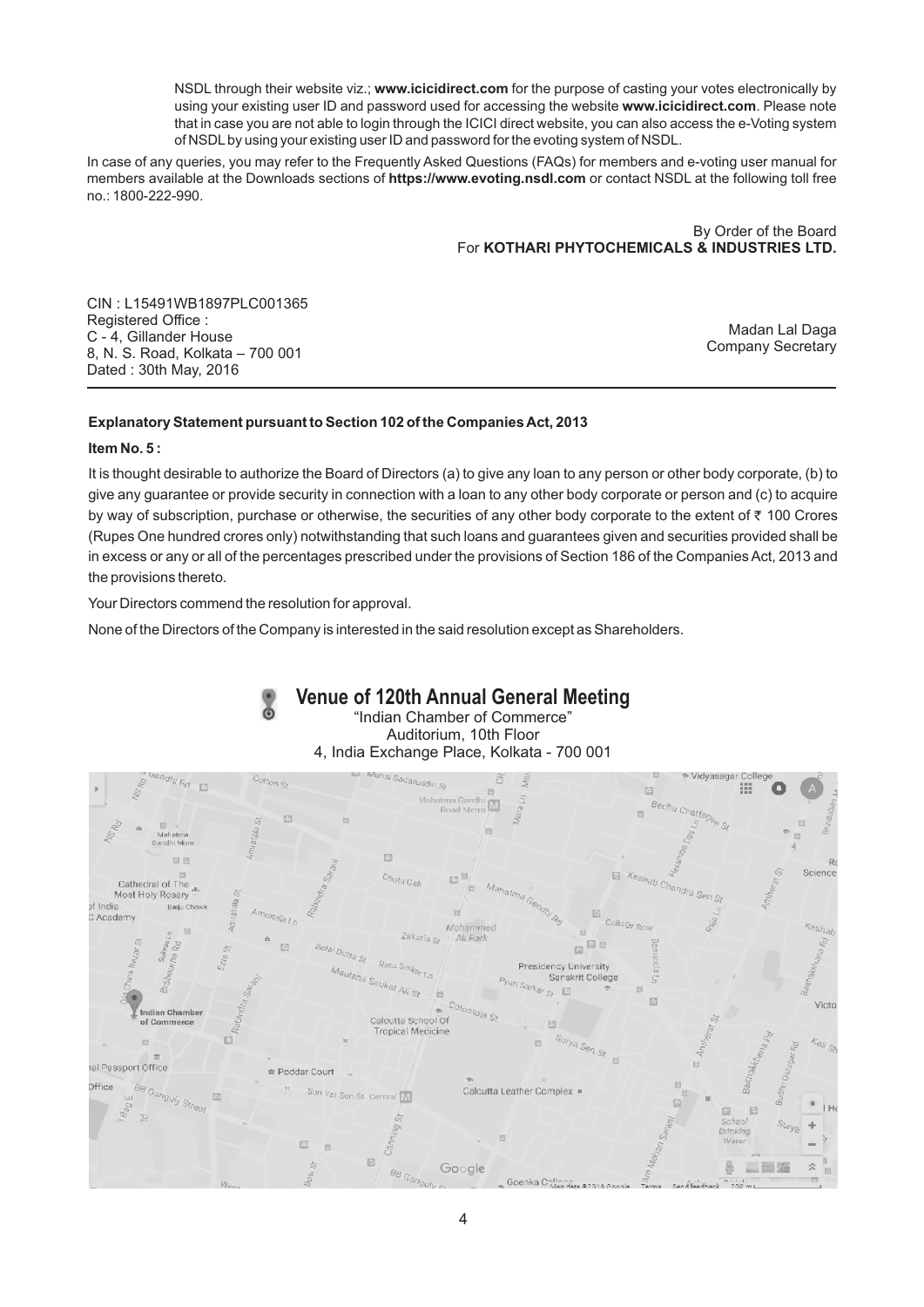NSDL through their website viz.; **www.icicidirect.com** for the purpose of casting your votes electronically by using your existing user ID and password used for accessing the website **www.icicidirect.com**. Please note that in case you are not able to login through the ICICI direct website, you can also access the e-Voting system of NSDL by using your existing user ID and password for the evoting system for NSDL.

In case of any queries, you may refer to the Frequently Asked Questions (FAQs) for members and e-voting user manual for members available at the Downloads sections of **https://www.evoting.nsdl.com** or contact NSDL at the following toll free no.: 1800-222-990.

By Order of the Board
For **KOTHARI PHYTOCHEMICALS & INDUSTRIES LTD.**

CIN : L15491WB1897PLC001365
Registered Office :
C - 4, Gillander House
8, N. S. Road, Kolkata – 700 001
Dated : 30th May, 2016

Madan Lal Daga
Company Secretary

**Explanatory Statement pursuant to Section 102 of the Companies Act, 2013**

**Item No. 5 :**

It is thought desirable to authorize the Board of Directors (a) to give any loan to any person or other body corporate, (b) to give any guarantee or provide security in connection with a loan to any other body corporate or person and (c) to acquire by way of subscription, purchase or otherwise, the securities of any other body corporate to the extent of ₹ 100 Crores (Rupes One hundred crores only) notwithstanding that such loans and guarantees given and securities provided shall be in excess or any or all of the percentages prescribed under the provisions of Section 186 of the Companies Act, 2013 and the provisions thereto.

Your Directors commend the resolution for approval.

None of the Directors of the Company is interested in the said resolution except as Shareholders.

## Venue of 120th Annual General Meeting

"Indian Chamber of Commerce"
Auditorium, 10th Floor
4, India Exchange Place, Kolkata - 700 001